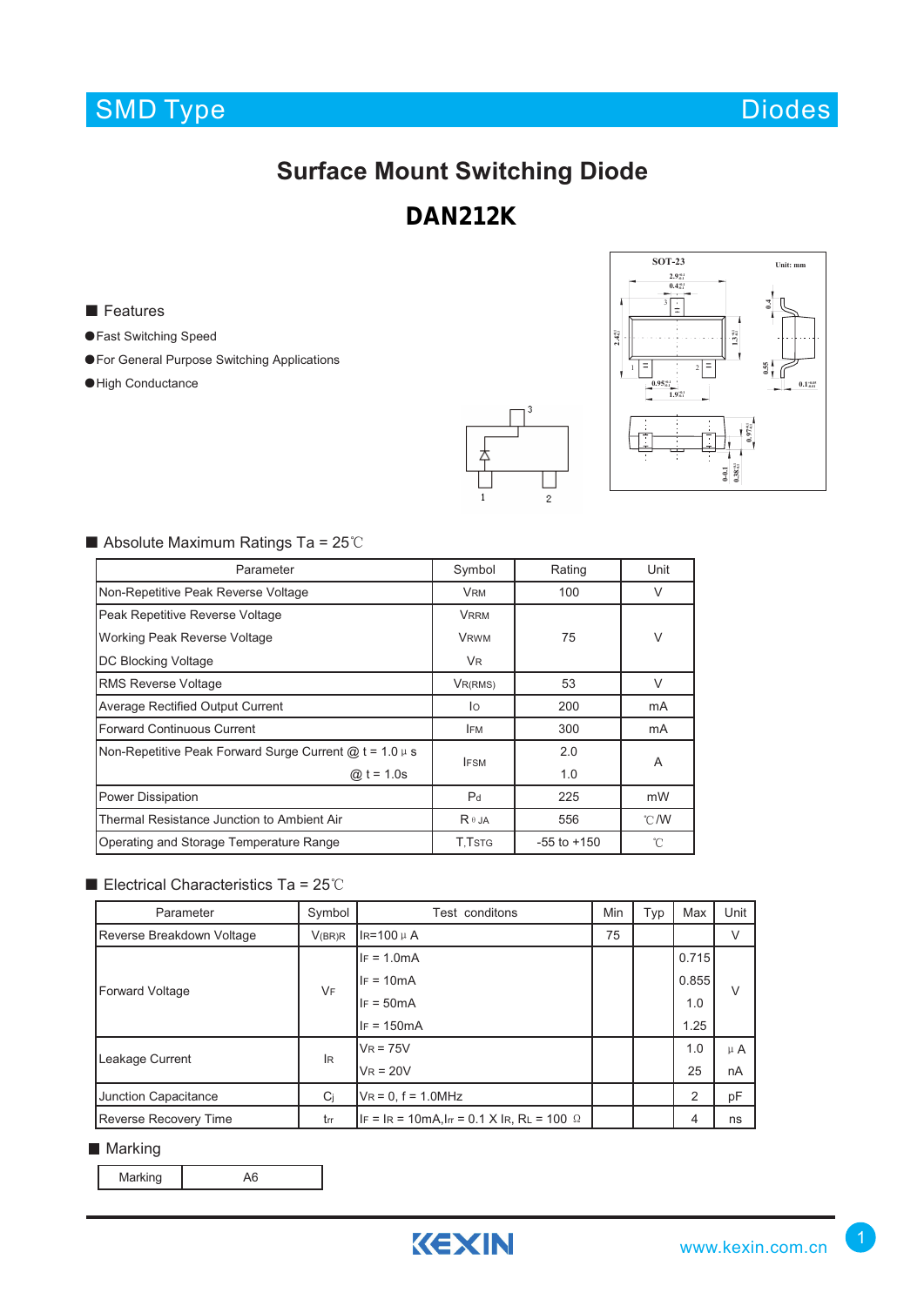SMD Type | Diodes

# Surface Mount Switching Diode

# DAN212K

## Features

- Fast Switching Speed
- For General Purpose Switching Applications
- High Conductance

## Absolute Maximum Ratings Ta = 25℃

| Parameter | Symbol | Rating | Unit |
|---|---|---|---|
| Non-Repetitive Peak Reverse Voltage | $V_{RM}$ | 100 | V |
| Peak Repetitive Reverse Voltage<br>Working Peak Reverse Voltage<br>DC Blocking Voltage | $V_{RRM}$<br>$V_{RWM}$<br>$V_R$ | 75 | V |
| RMS Reverse Voltage | $V_{R(RMS)}$ | 53 | V |
| Average Rectified Output Current | $I_O$ | 200 | mA |
| Forward Continuous Current | $I_{FM}$ | 300 | mA |
| Non-Repetitive Peak Forward Surge Current @ t = 1.0 μ s<br>@ t = 1.0s | $I_{FSM}$ | 2.0<br>1.0 | A |
| Power Dissipation | $P_d$ | 225 | mW |
| Thermal Resistance Junction to Ambient Air | $R_{\theta JA}$ | 556 | ℃/W |
| Operating and Storage Temperature Range | $T_j, T_{STG}$ | -55 to +150 | ℃ |

## Electrical Characteristics Ta = 25℃

| Parameter | Symbol | Test conditons | Min | Typ | Max | Unit |
|---|---|---|---|---|---|---|
| Reverse Breakdown Voltage | $V_{(BR)R}$ | $I_R$=100 μ A | 75 | | | V |
| Forward Voltage | $V_F$ | $I_F$ = 1.0mA<br>$I_F$ = 10mA<br>$I_F$ = 50mA<br>$I_F$ = 150mA | | | 0.715<br>0.855<br>1.0<br>1.25 | V |
| Leakage Current | $I_R$ | $V_R$ = 75V<br>$V_R$ = 20V | | | 1.0<br>25 | μ A<br>nA |
| Junction Capacitance | $C_j$ | $V_R$ = 0, f = 1.0MHz | | | 2 | pF |
| Reverse Recovery Time | $t_{rr}$ | $I_F$ = $I_R$ = 10mA, $I_{rr}$ = 0.1 X $I_R$, $R_L$ = 100 Ω | | | 4 | ns |

## Marking

| Marking | A6 |
|---|---|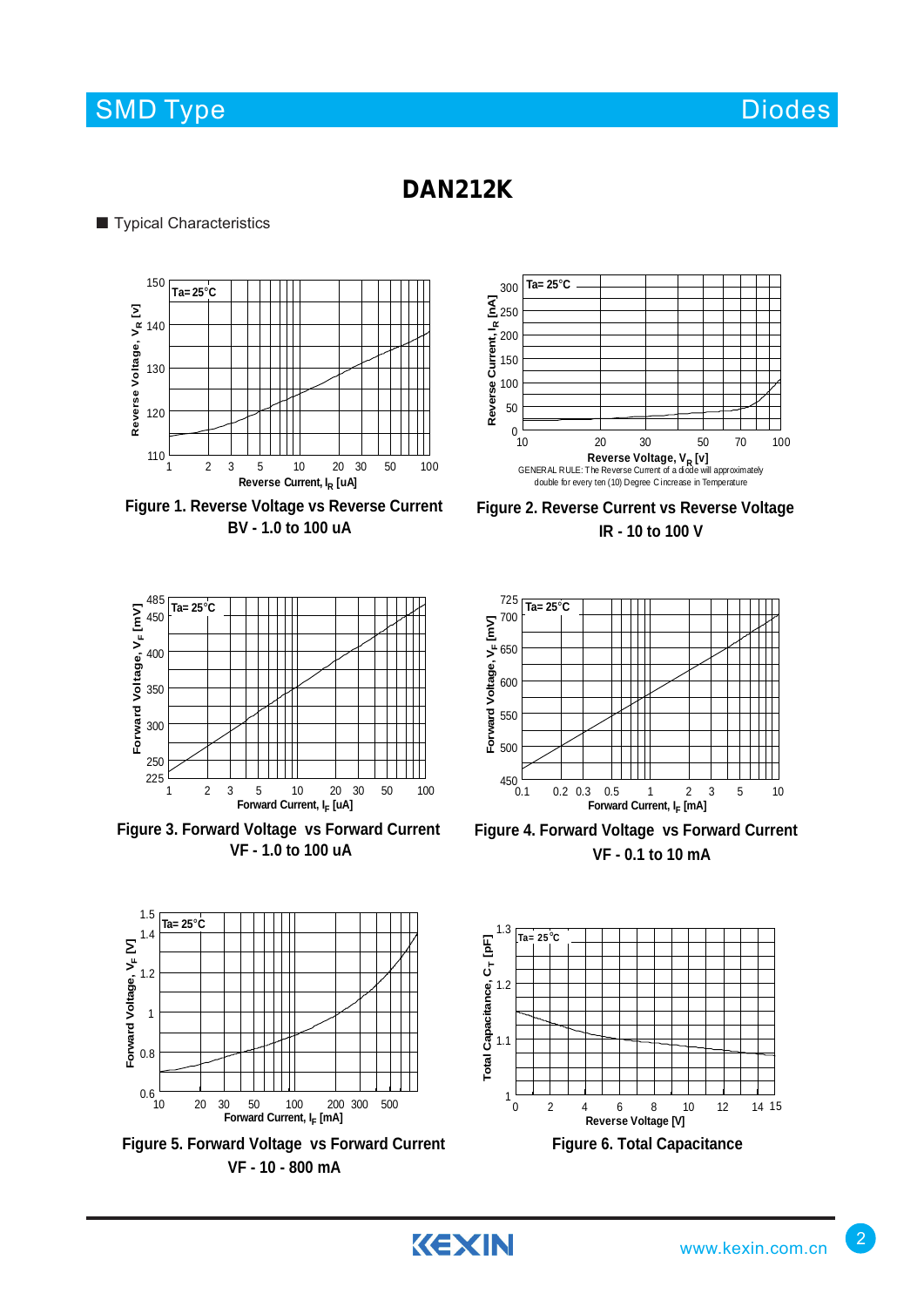# DAN212K

■ Typical Characteristics

Figure 1. Reverse Voltage vs Reverse Current
BV - 1.0 to 100 uA

GENERAL RULE: The Reverse Current of a diode will approximately double for every ten (10) Degree C increase in Temperature

Figure 2. Reverse Current vs Reverse Voltage
IR - 10 to 100 V

Figure 3. Forward Voltage vs Forward Current
VF - 1.0 to 100 uA

Figure 4. Forward Voltage vs Forward Current
VF - 0.1 to 10 mA

Figure 5. Forward Voltage vs Forward Current
VF - 10 - 800 mA

Figure 6. Total Capacitance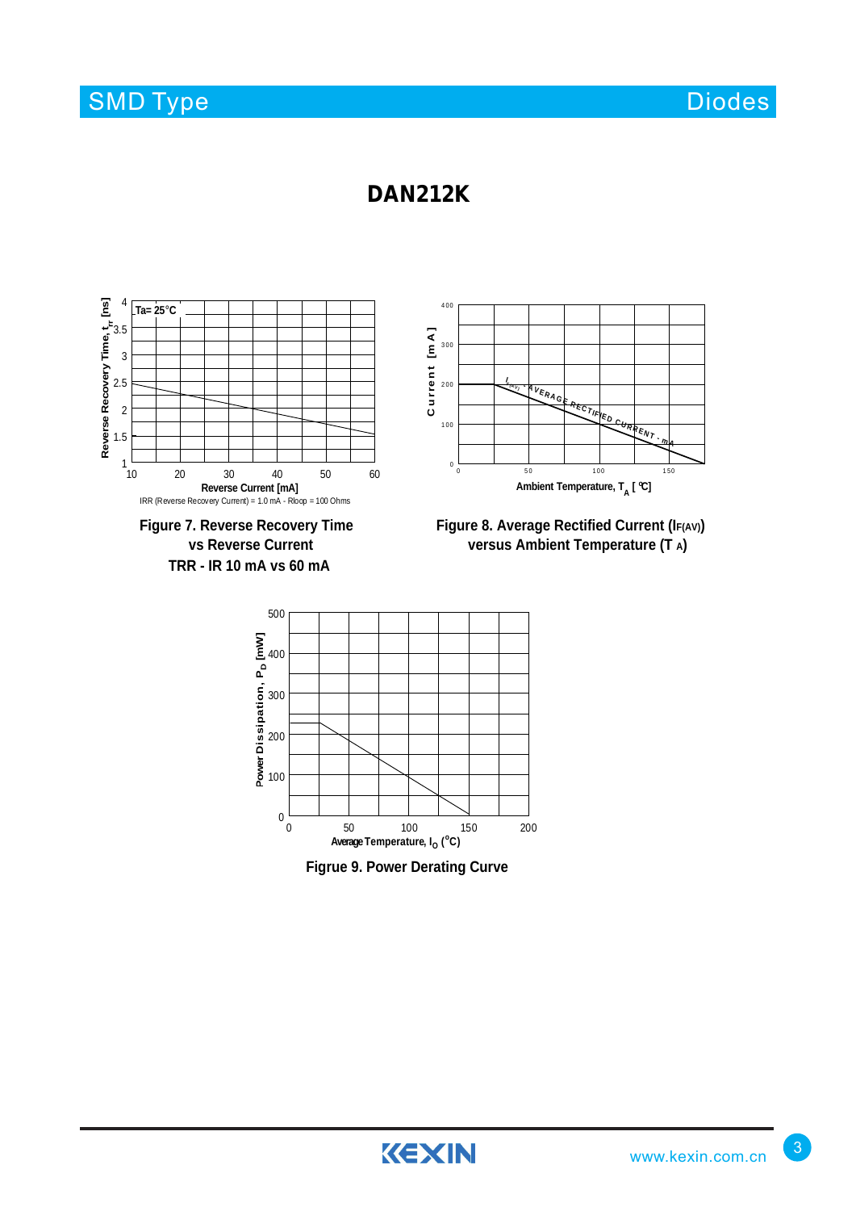# DAN212K

Reverse Recovery Time, $t_{rr}$ [ns]

Ta= 25°C

4
3.5
3
2.5
2
1.5
1

10 20 30 40 50 60

Reverse Current [mA]

IRR (Reverse Recovery Current) = 1.0 mA - Rloop = 100 Ohms

**Figure 7. Reverse Recovery Time vs Reverse Current TRR - IR 10 mA vs 60 mA**

Current [mA]

400
300
200
100
0

0 50 100 150

$I_{F(AV)}$ - AVERAGE RECTIFIED CURRENT - mA

Ambient Temperature, $T_A$ [℃]

**Figure 8. Average Rectified Current ($I_{F(AV)}$) versus Ambient Temperature ($T_A$)**

Power Dissipation, $P_D$ [mW]

500
400
300
200
100
0

0 50 100 150 200

Average Temperature, $I_O$ (°C)

**Figrue 9. Power Derating Curve**